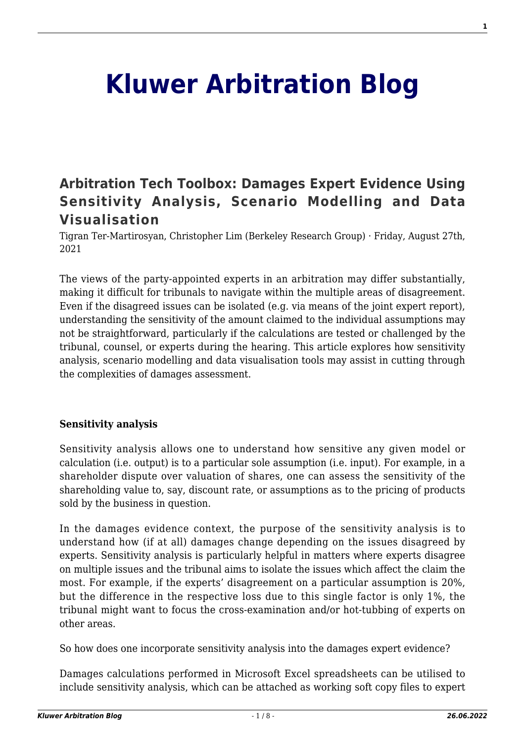# Kluwer Arbitration Blog

## Arbitration Tech Toolbox: Damages Expert Evidence Using Sensitivity Analysis, Scenario Modelling and Data Visualisation

Tigran Ter-Martirosyan, Christopher Lim (Berkeley Research Group) · Friday, August 27th, 2021

The views of the party-appointed experts in an arbitration may differ substantially, making it difficult for tribunals to navigate within the multiple areas of disagreement. Even if the disagreed issues can be isolated (e.g. via means of the joint expert report), understanding the sensitivity of the amount claimed to the individual assumptions may not be straightforward, particularly if the calculations are tested or challenged by the tribunal, counsel, or experts during the hearing. This article explores how sensitivity analysis, scenario modelling and data visualisation tools may assist in cutting through the complexities of damages assessment.

**Sensitivity analysis**

Sensitivity analysis allows one to understand how sensitive any given model or calculation (i.e. output) is to a particular sole assumption (i.e. input). For example, in a shareholder dispute over valuation of shares, one can assess the sensitivity of the shareholding value to, say, discount rate, or assumptions as to the pricing of products sold by the business in question.

In the damages evidence context, the purpose of the sensitivity analysis is to understand how (if at all) damages change depending on the issues disagreed by experts. Sensitivity analysis is particularly helpful in matters where experts disagree on multiple issues and the tribunal aims to isolate the issues which affect the claim the most. For example, if the experts' disagreement on a particular assumption is 20%, but the difference in the respective loss due to this single factor is only 1%, the tribunal might want to focus the cross-examination and/or hot-tubbing of experts on other areas.

So how does one incorporate sensitivity analysis into the damages expert evidence?

Damages calculations performed in Microsoft Excel spreadsheets can be utilised to include sensitivity analysis, which can be attached as working soft copy files to expert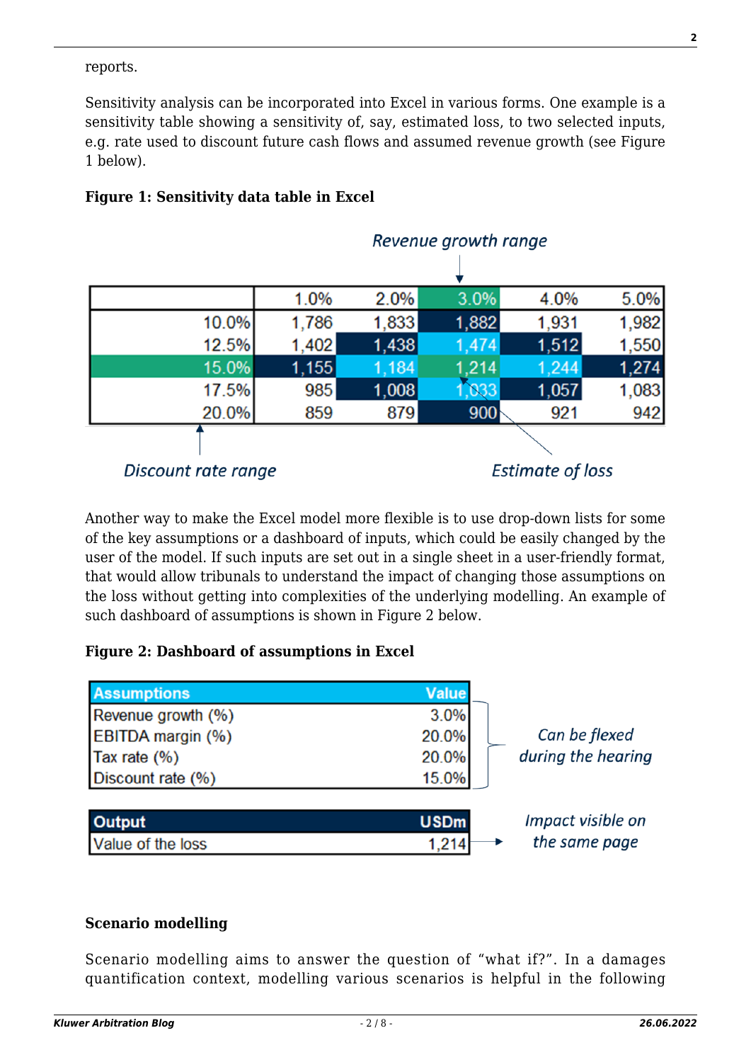reports.

Sensitivity analysis can be incorporated into Excel in various forms. One example is a sensitivity table showing a sensitivity of, say, estimated loss, to two selected inputs, e.g. rate used to discount future cash flows and assumed revenue growth (see Figure 1 below).

**Figure 1: Sensitivity data table in Excel**

*Revenue growth range*

| | 1.0% | 2.0% | 3.0% | 4.0% | 5.0% |
|---|---|---|---|---|---|
| 10.0% | 1,786 | 1,833 | 1,882 | 1,931 | 1,982 |
| 12.5% | 1,402 | 1,438 | 1,474 | 1,512 | 1,550 |
| 15.0% | 1,155 | 1,184 | 1,214 | 1,244 | 1,274 |
| 17.5% | 985 | 1,008 | 1,033 | 1,057 | 1,083 |
| 20.0% | 859 | 879 | 900 | 921 | 942 |

*Discount rate range* — *Estimate of loss*

Another way to make the Excel model more flexible is to use drop-down lists for some of the key assumptions or a dashboard of inputs, which could be easily changed by the user of the model. If such inputs are set out in a single sheet in a user-friendly format, that would allow tribunals to understand the impact of changing those assumptions on the loss without getting into complexities of the underlying modelling. An example of such dashboard of assumptions is shown in Figure 2 below.

**Figure 2: Dashboard of assumptions in Excel**

| Assumptions | Value |
|---|---|
| Revenue growth (%) | 3.0% |
| EBITDA margin (%) | 20.0% |
| Tax rate (%) | 20.0% |
| Discount rate (%) | 15.0% |

*Can be flexed during the hearing*

| Output | USDm |
|---|---|
| Value of the loss | 1,214 |

*Impact visible on the same page*

**Scenario modelling**

Scenario modelling aims to answer the question of "what if?". In a damages quantification context, modelling various scenarios is helpful in the following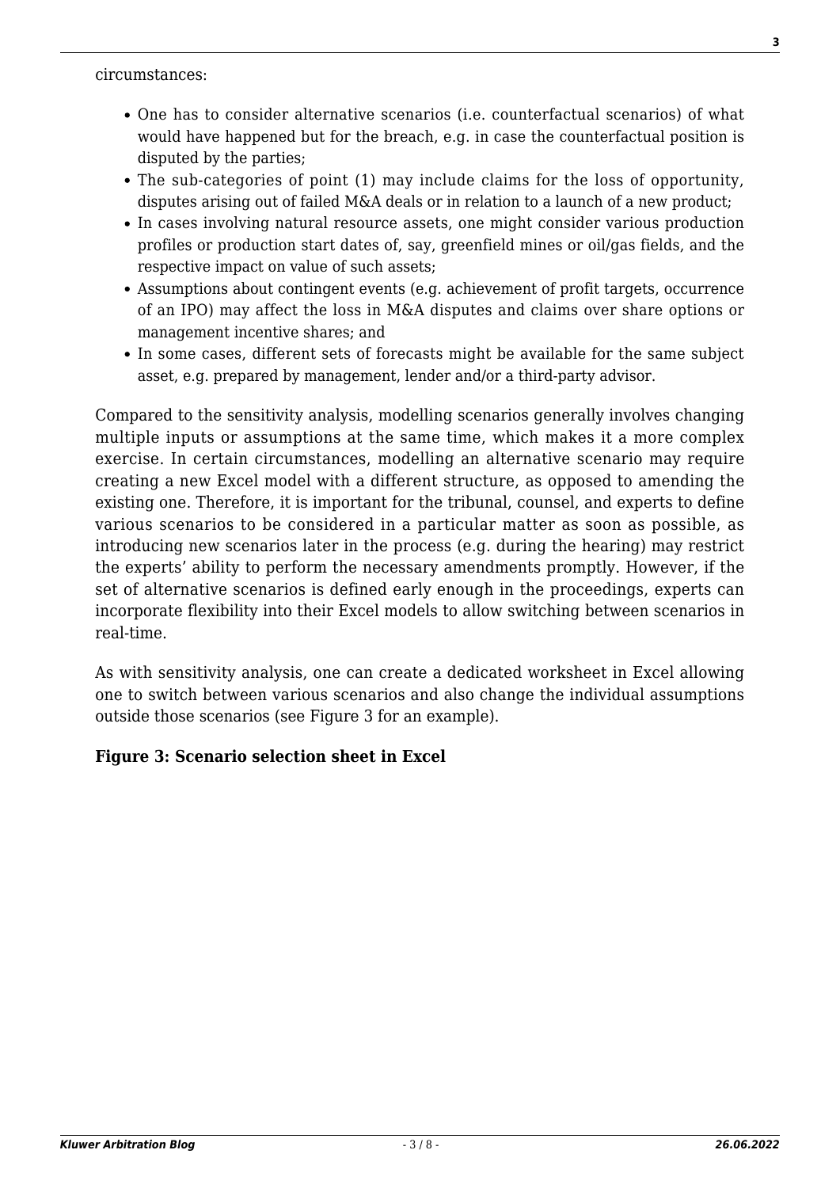circumstances:

- One has to consider alternative scenarios (i.e. counterfactual scenarios) of what would have happened but for the breach, e.g. in case the counterfactual position is disputed by the parties;
- The sub-categories of point (1) may include claims for the loss of opportunity, disputes arising out of failed M&A deals or in relation to a launch of a new product;
- In cases involving natural resource assets, one might consider various production profiles or production start dates of, say, greenfield mines or oil/gas fields, and the respective impact on value of such assets;
- Assumptions about contingent events (e.g. achievement of profit targets, occurrence of an IPO) may affect the loss in M&A disputes and claims over share options or management incentive shares; and
- In some cases, different sets of forecasts might be available for the same subject asset, e.g. prepared by management, lender and/or a third-party advisor.

Compared to the sensitivity analysis, modelling scenarios generally involves changing multiple inputs or assumptions at the same time, which makes it a more complex exercise. In certain circumstances, modelling an alternative scenario may require creating a new Excel model with a different structure, as opposed to amending the existing one. Therefore, it is important for the tribunal, counsel, and experts to define various scenarios to be considered in a particular matter as soon as possible, as introducing new scenarios later in the process (e.g. during the hearing) may restrict the experts' ability to perform the necessary amendments promptly. However, if the set of alternative scenarios is defined early enough in the proceedings, experts can incorporate flexibility into their Excel models to allow switching between scenarios in real-time.

As with sensitivity analysis, one can create a dedicated worksheet in Excel allowing one to switch between various scenarios and also change the individual assumptions outside those scenarios (see Figure 3 for an example).

**Figure 3: Scenario selection sheet in Excel**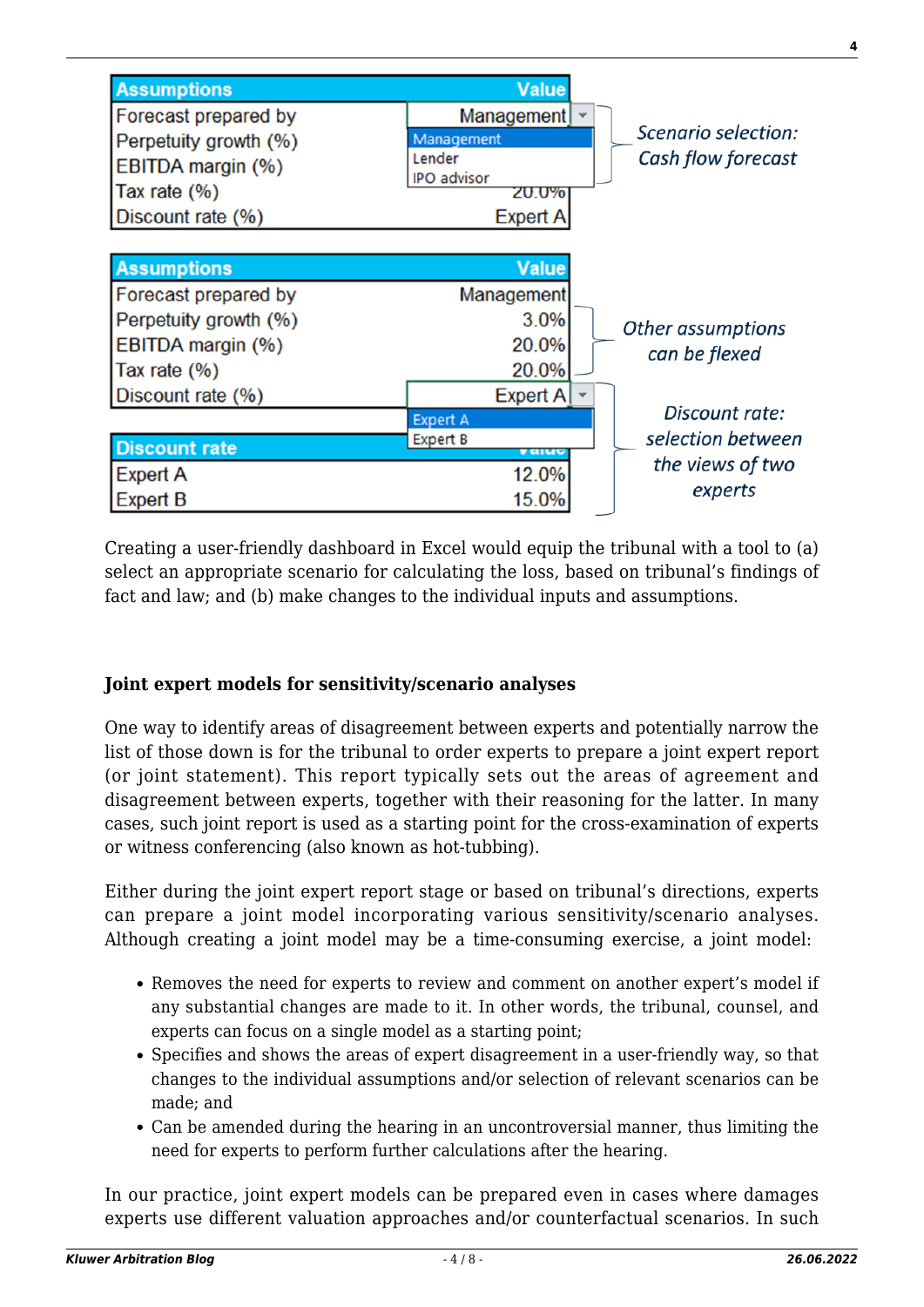| Assumptions | Value |
|---|---|
| Forecast prepared by | Management |
| Perpetuity growth (%) | Management / Lender / IPO advisor |
| EBITDA margin (%) | |
| Tax rate (%) | 20.0% |
| Discount rate (%) | Expert A |

*Scenario selection: Cash flow forecast*

| Assumptions | Value |
|---|---|
| Forecast prepared by | Management |
| Perpetuity growth (%) | 3.0% |
| EBITDA margin (%) | 20.0% |
| Tax rate (%) | 20.0% |
| Discount rate (%) | Expert A (Expert A / Expert B) |

*Other assumptions can be flexed*

| Discount rate | Value |
|---|---|
| Expert A | 12.0% |
| Expert B | 15.0% |

*Discount rate: selection between the views of two experts*

Creating a user-friendly dashboard in Excel would equip the tribunal with a tool to (a) select an appropriate scenario for calculating the loss, based on tribunal's findings of fact and law; and (b) make changes to the individual inputs and assumptions.

**Joint expert models for sensitivity/scenario analyses**

One way to identify areas of disagreement between experts and potentially narrow the list of those down is for the tribunal to order experts to prepare a joint expert report (or joint statement). This report typically sets out the areas of agreement and disagreement between experts, together with their reasoning for the latter. In many cases, such joint report is used as a starting point for the cross-examination of experts or witness conferencing (also known as hot-tubbing).

Either during the joint expert report stage or based on tribunal's directions, experts can prepare a joint model incorporating various sensitivity/scenario analyses. Although creating a joint model may be a time-consuming exercise, a joint model:

- Removes the need for experts to review and comment on another expert's model if any substantial changes are made to it. In other words, the tribunal, counsel, and experts can focus on a single model as a starting point;
- Specifies and shows the areas of expert disagreement in a user-friendly way, so that changes to the individual assumptions and/or selection of relevant scenarios can be made; and
- Can be amended during the hearing in an uncontroversial manner, thus limiting the need for experts to perform further calculations after the hearing.

In our practice, joint expert models can be prepared even in cases where damages experts use different valuation approaches and/or counterfactual scenarios. In such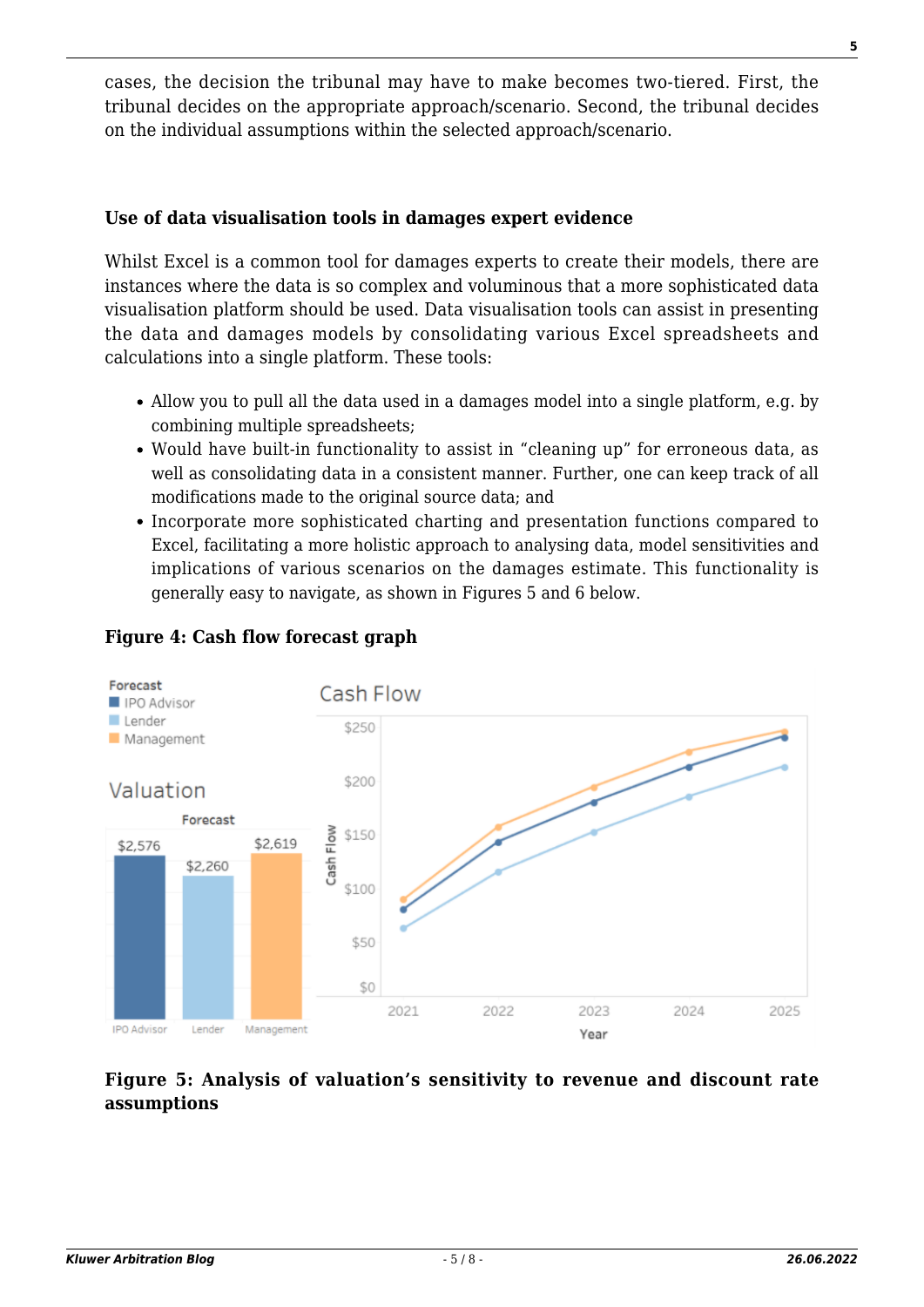cases, the decision the tribunal may have to make becomes two-tiered. First, the tribunal decides on the appropriate approach/scenario. Second, the tribunal decides on the individual assumptions within the selected approach/scenario.

### Use of data visualisation tools in damages expert evidence

Whilst Excel is a common tool for damages experts to create their models, there are instances where the data is so complex and voluminous that a more sophisticated data visualisation platform should be used. Data visualisation tools can assist in presenting the data and damages models by consolidating various Excel spreadsheets and calculations into a single platform. These tools:

- Allow you to pull all the data used in a damages model into a single platform, e.g. by combining multiple spreadsheets;
- Would have built-in functionality to assist in "cleaning up" for erroneous data, as well as consolidating data in a consistent manner. Further, one can keep track of all modifications made to the original source data; and
- Incorporate more sophisticated charting and presentation functions compared to Excel, facilitating a more holistic approach to analysing data, model sensitivities and implications of various scenarios on the damages estimate. This functionality is generally easy to navigate, as shown in Figures 5 and 6 below.

**Figure 4: Cash flow forecast graph**

**Figure 5: Analysis of valuation's sensitivity to revenue and discount rate assumptions**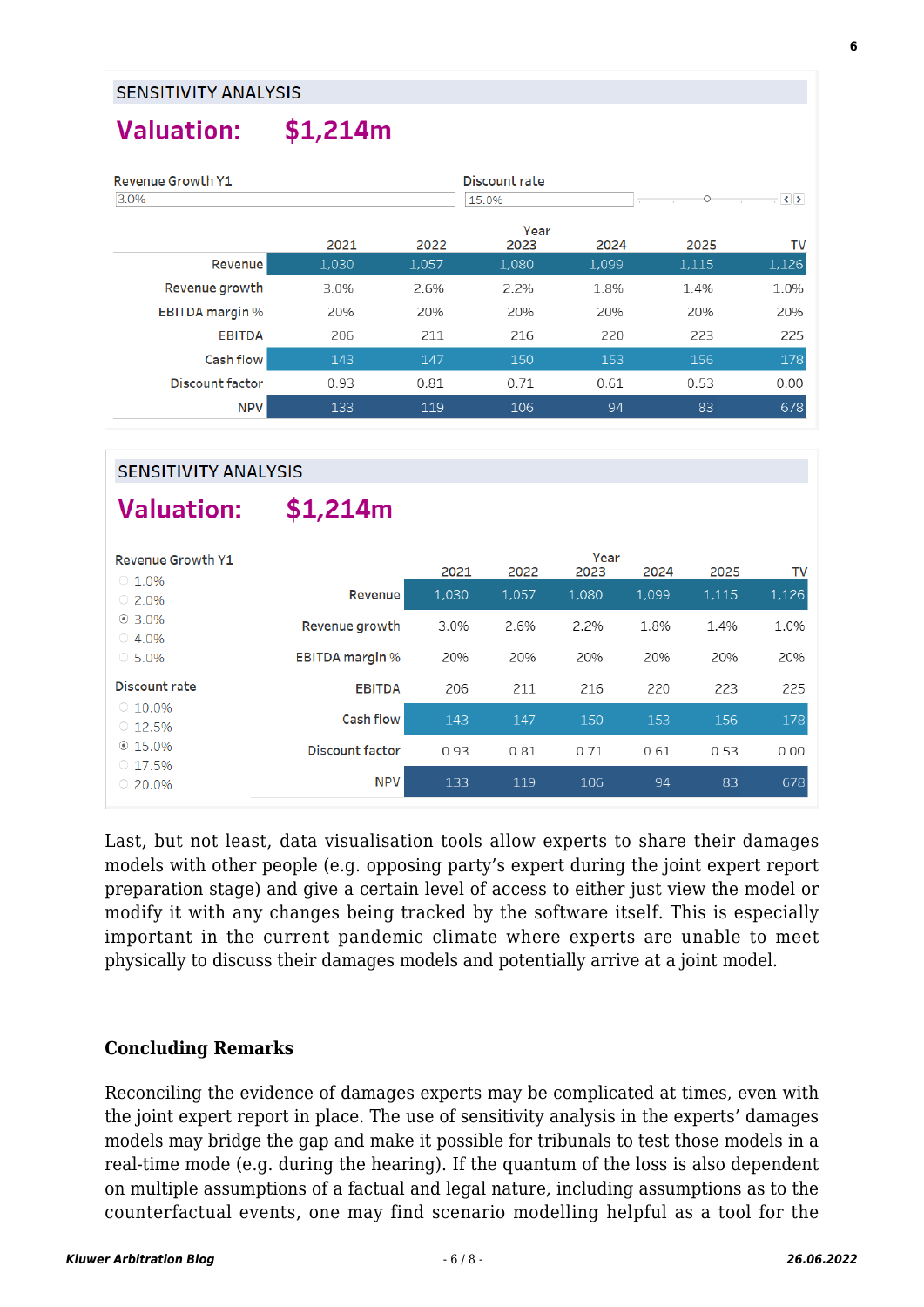SENSITIVITY ANALYSIS

**Valuation: $1,214m**

Revenue Growth Y1: 3.0%

Discount rate: 15.0%

| | 2021 | 2022 | Year 2023 | 2024 | 2025 | TV |
|---|---|---|---|---|---|---|
| Revenue | 1,030 | 1,057 | 1,080 | 1,099 | 1,115 | 1,126 |
| Revenue growth | 3.0% | 2.6% | 2.2% | 1.8% | 1.4% | 1.0% |
| EBITDA margin % | 20% | 20% | 20% | 20% | 20% | 20% |
| EBITDA | 206 | 211 | 216 | 220 | 223 | 225 |
| Cash flow | 143 | 147 | 150 | 153 | 156 | 178 |
| Discount factor | 0.93 | 0.81 | 0.71 | 0.61 | 0.53 | 0.00 |
| NPV | 133 | 119 | 106 | 94 | 83 | 678 |

SENSITIVITY ANALYSIS

**Valuation: $1,214m**

Revenue Growth Y1
- 1.0%
- 2.0%
- 3.0% (selected)
- 4.0%
- 5.0%

Discount rate
- 10.0%
- 12.5%
- 15.0% (selected)
- 17.5%
- 20.0%

| | 2021 | 2022 | Year 2023 | 2024 | 2025 | TV |
|---|---|---|---|---|---|---|
| Revenue | 1,030 | 1,057 | 1,080 | 1,099 | 1,115 | 1,126 |
| Revenue growth | 3.0% | 2.6% | 2.2% | 1.8% | 1.4% | 1.0% |
| EBITDA margin % | 20% | 20% | 20% | 20% | 20% | 20% |
| EBITDA | 206 | 211 | 216 | 220 | 223 | 225 |
| Cash flow | 143 | 147 | 150 | 153 | 156 | 178 |
| Discount factor | 0.93 | 0.81 | 0.71 | 0.61 | 0.53 | 0.00 |
| NPV | 133 | 119 | 106 | 94 | 83 | 678 |

Last, but not least, data visualisation tools allow experts to share their damages models with other people (e.g. opposing party's expert during the joint expert report preparation stage) and give a certain level of access to either just view the model or modify it with any changes being tracked by the software itself. This is especially important in the current pandemic climate where experts are unable to meet physically to discuss their damages models and potentially arrive at a joint model.

## Concluding Remarks

Reconciling the evidence of damages experts may be complicated at times, even with the joint expert report in place. The use of sensitivity analysis in the experts' damages models may bridge the gap and make it possible for tribunals to test those models in a real-time mode (e.g. during the hearing). If the quantum of the loss is also dependent on multiple assumptions of a factual and legal nature, including assumptions as to the counterfactual events, one may find scenario modelling helpful as a tool for the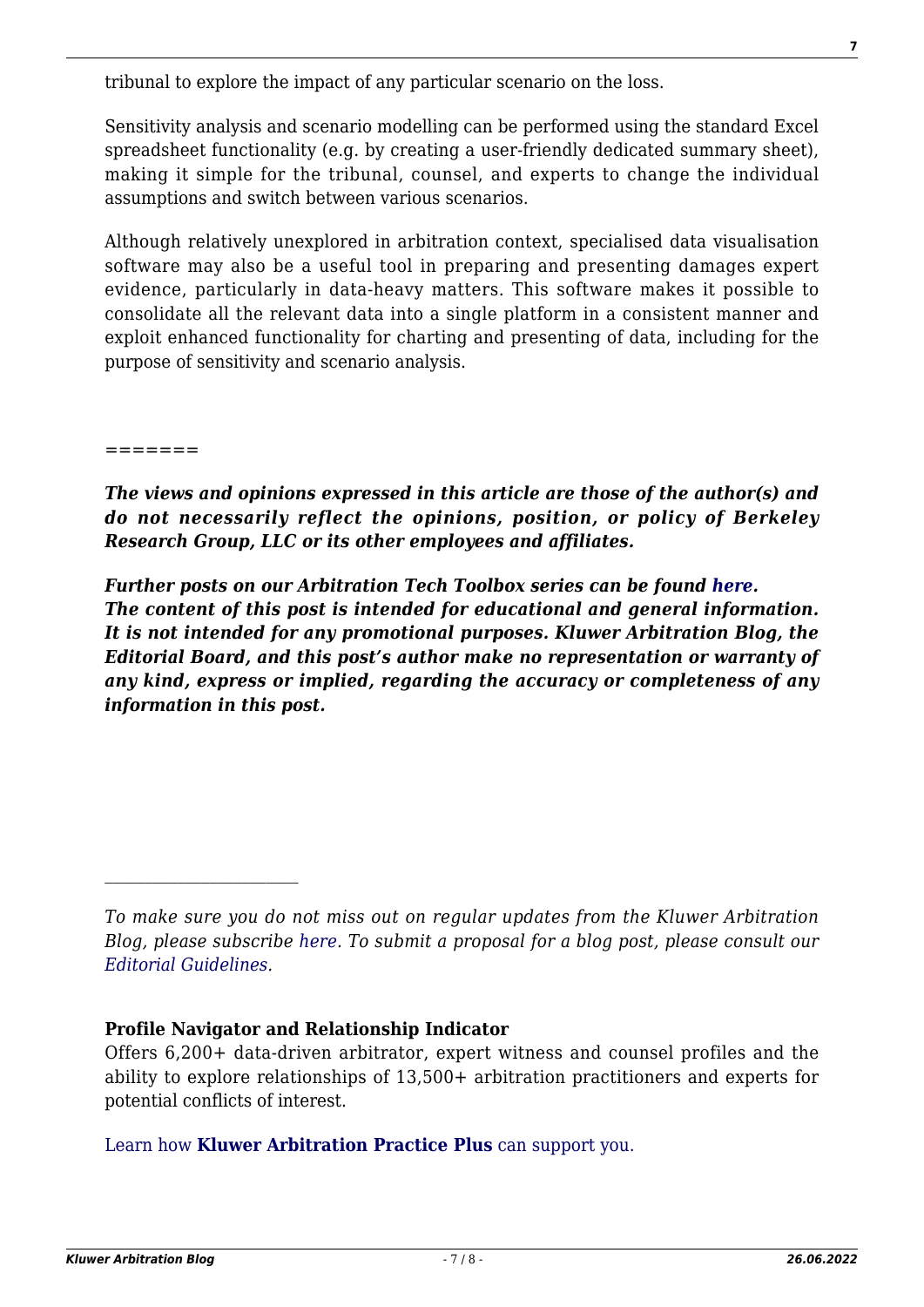tribunal to explore the impact of any particular scenario on the loss.

Sensitivity analysis and scenario modelling can be performed using the standard Excel spreadsheet functionality (e.g. by creating a user-friendly dedicated summary sheet), making it simple for the tribunal, counsel, and experts to change the individual assumptions and switch between various scenarios.

Although relatively unexplored in arbitration context, specialised data visualisation software may also be a useful tool in preparing and presenting damages expert evidence, particularly in data-heavy matters. This software makes it possible to consolidate all the relevant data into a single platform in a consistent manner and exploit enhanced functionality for charting and presenting of data, including for the purpose of sensitivity and scenario analysis.

=======

***The views and opinions expressed in this article are those of the author(s) and do not necessarily reflect the opinions, position, or policy of Berkeley Research Group, LLC or its other employees and affiliates.***

***Further posts on our Arbitration Tech Toolbox series can be found here.***
***The content of this post is intended for educational and general information. It is not intended for any promotional purposes. Kluwer Arbitration Blog, the Editorial Board, and this post's author make no representation or warranty of any kind, express or implied, regarding the accuracy or completeness of any information in this post.***

---

*To make sure you do not miss out on regular updates from the Kluwer Arbitration Blog, please subscribe here. To submit a proposal for a blog post, please consult our Editorial Guidelines.*

**Profile Navigator and Relationship Indicator**
Offers 6,200+ data-driven arbitrator, expert witness and counsel profiles and the ability to explore relationships of 13,500+ arbitration practitioners and experts for potential conflicts of interest.

Learn how **Kluwer Arbitration Practice Plus** can support you.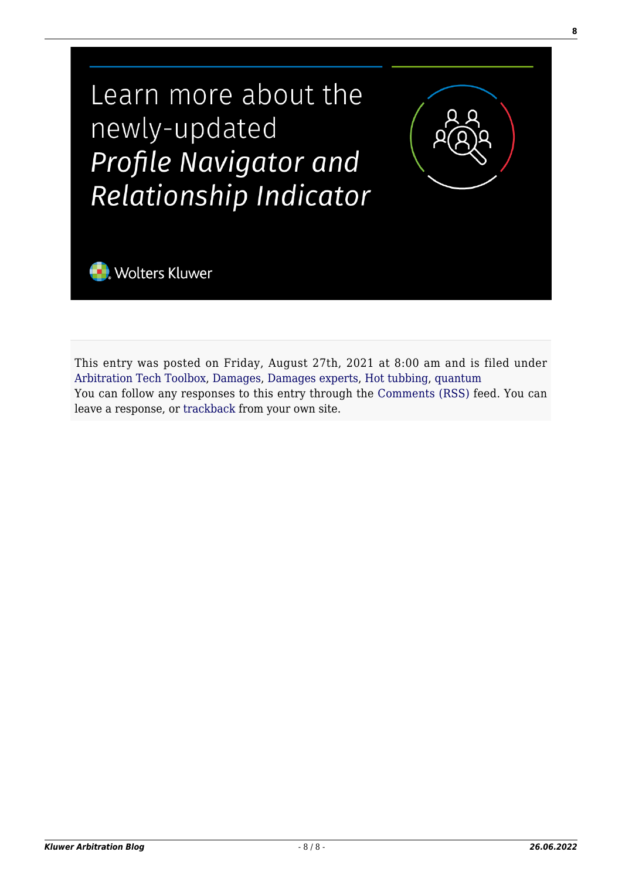Learn more about the newly-updated *Profile Navigator and Relationship Indicator*

Wolters Kluwer

This entry was posted on Friday, August 27th, 2021 at 8:00 am and is filed under Arbitration Tech Toolbox, Damages, Damages experts, Hot tubbing, quantum
You can follow any responses to this entry through the Comments (RSS) feed. You can leave a response, or trackback from your own site.